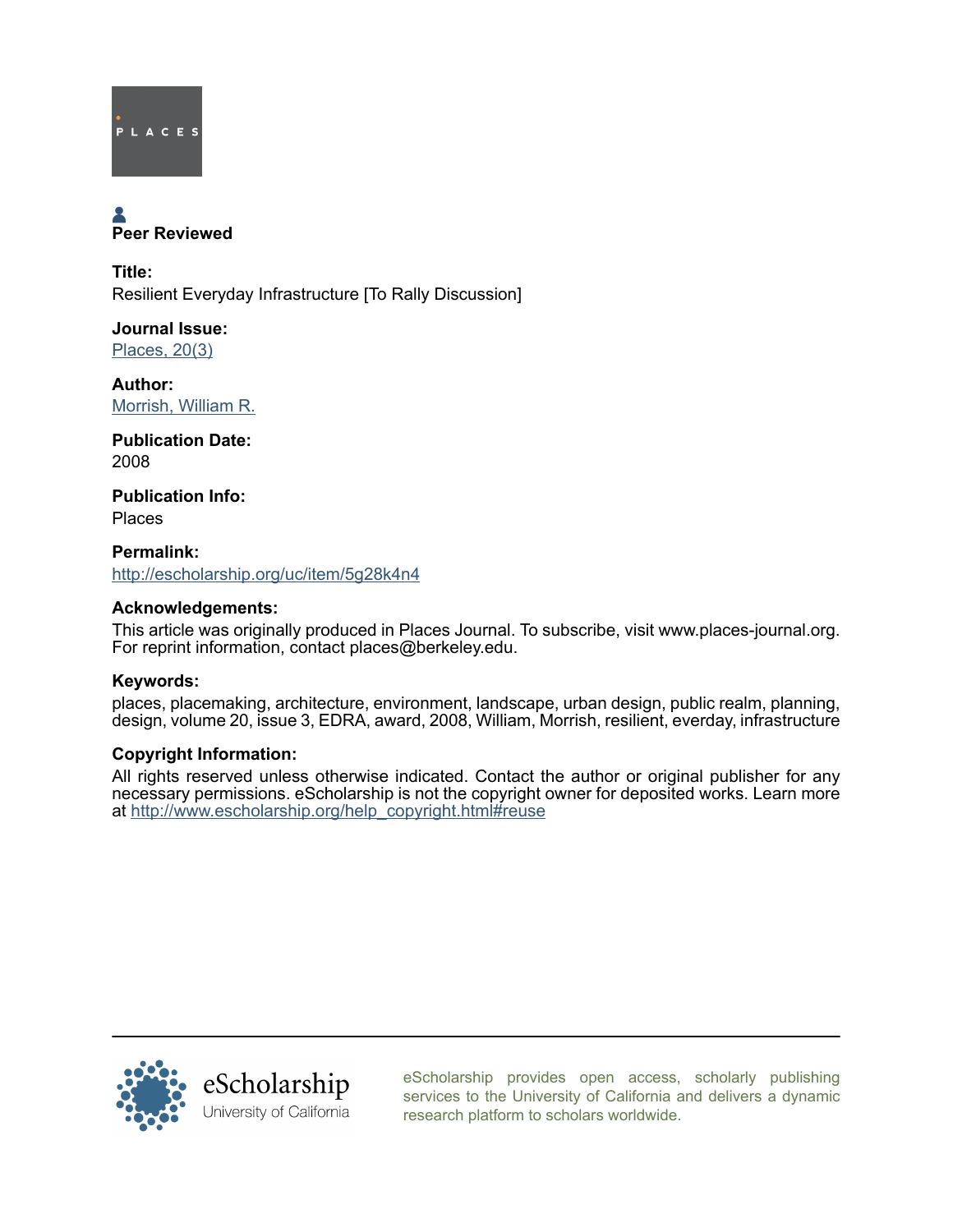PLACES

**Peer Reviewed**

**Title:**
Resilient Everyday Infrastructure [To Rally Discussion]

**Journal Issue:**
Places, 20(3)

**Author:**
Morrish, William R.

**Publication Date:**
2008

**Publication Info:**
Places

**Permalink:**
http://escholarship.org/uc/item/5g28k4n4

**Acknowledgements:**
This article was originally produced in Places Journal. To subscribe, visit www.places-journal.org. For reprint information, contact places@berkeley.edu.

**Keywords:**
places, placemaking, architecture, environment, landscape, urban design, public realm, planning, design, volume 20, issue 3, EDRA, award, 2008, William, Morrish, resilient, everday, infrastructure

**Copyright Information:**
All rights reserved unless otherwise indicated. Contact the author or original publisher for any necessary permissions. eScholarship is not the copyright owner for deposited works. Learn more at http://www.escholarship.org/help_copyright.html#reuse

eScholarship
University of California

eScholarship provides open access, scholarly publishing services to the University of California and delivers a dynamic research platform to scholars worldwide.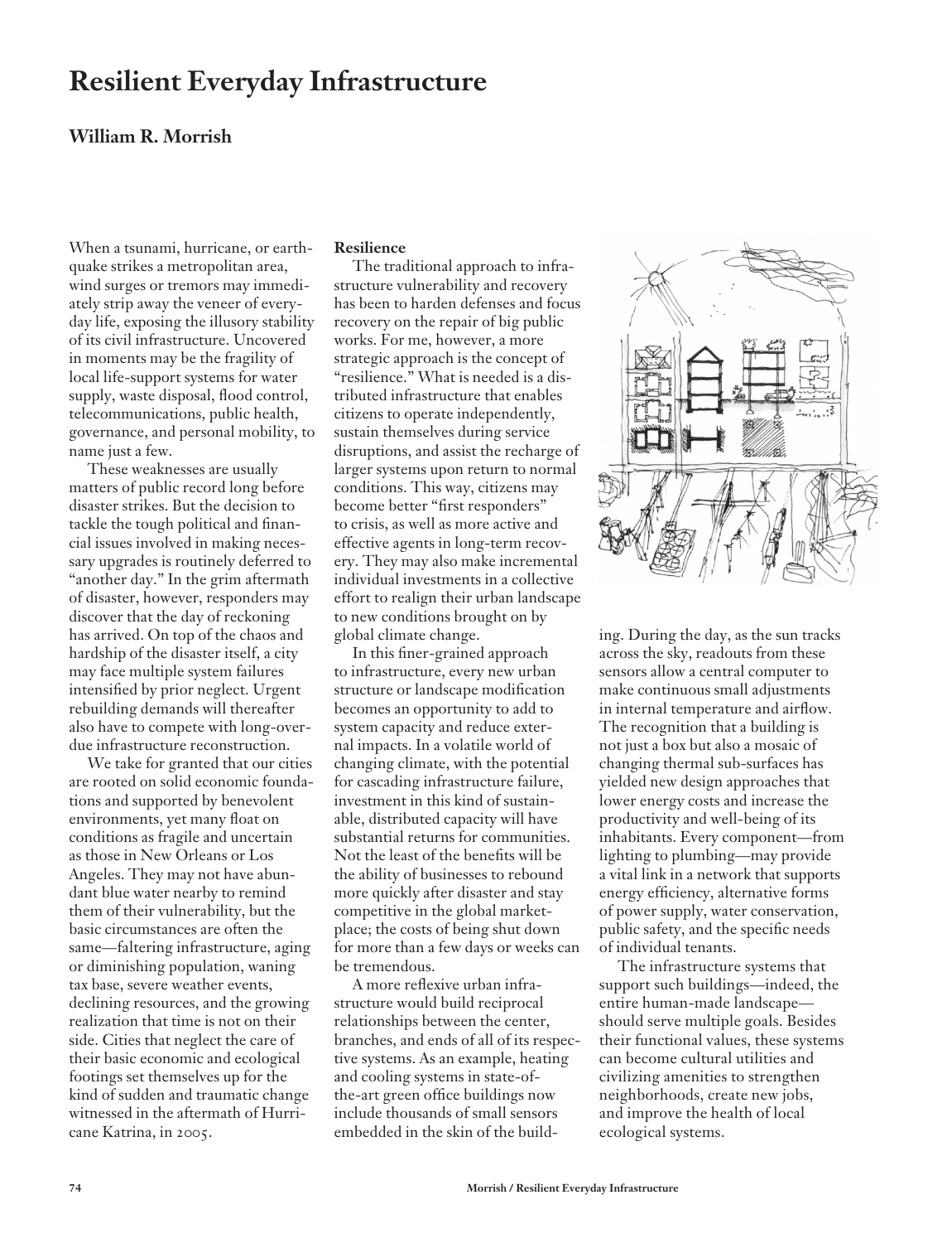# Resilient Everyday Infrastructure

## William R. Morrish

When a tsunami, hurricane, or earthquake strikes a metropolitan area, wind surges or tremors may immediately strip away the veneer of everyday life, exposing the illusory stability of its civil infrastructure. Uncovered in moments may be the fragility of local life-support systems for water supply, waste disposal, flood control, telecommunications, public health, governance, and personal mobility, to name just a few.

These weaknesses are usually matters of public record long before disaster strikes. But the decision to tackle the tough political and financial issues involved in making necessary upgrades is routinely deferred to "another day." In the grim aftermath of disaster, however, responders may discover that the day of reckoning has arrived. On top of the chaos and hardship of the disaster itself, a city may face multiple system failures intensified by prior neglect. Urgent rebuilding demands will thereafter also have to compete with long-overdue infrastructure reconstruction.

We take for granted that our cities are rooted on solid economic foundations and supported by benevolent environments, yet many float on conditions as fragile and uncertain as those in New Orleans or Los Angeles. They may not have abundant blue water nearby to remind them of their vulnerability, but the basic circumstances are often the same—faltering infrastructure, aging or diminishing population, waning tax base, severe weather events, declining resources, and the growing realization that time is not on their side. Cities that neglect the care of their basic economic and ecological footings set themselves up for the kind of sudden and traumatic change witnessed in the aftermath of Hurricane Katrina, in 2005.

**Resilience**

The traditional approach to infrastructure vulnerability and recovery has been to harden defenses and focus recovery on the repair of big public works. For me, however, a more strategic approach is the concept of "resilience." What is needed is a distributed infrastructure that enables citizens to operate independently, sustain themselves during service disruptions, and assist the recharge of larger systems upon return to normal conditions. This way, citizens may become better "first responders" to crisis, as well as more active and effective agents in long-term recovery. They may also make incremental individual investments in a collective effort to realign their urban landscape to new conditions brought on by global climate change.

In this finer-grained approach to infrastructure, every new urban structure or landscape modification becomes an opportunity to add to system capacity and reduce external impacts. In a volatile world of changing climate, with the potential for cascading infrastructure failure, investment in this kind of sustainable, distributed capacity will have substantial returns for communities. Not the least of the benefits will be the ability of businesses to rebound more quickly after disaster and stay competitive in the global marketplace; the costs of being shut down for more than a few days or weeks can be tremendous.

A more reflexive urban infrastructure would build reciprocal relationships between the center, branches, and ends of all of its respective systems. As an example, heating and cooling systems in state-of-the-art green office buildings now include thousands of small sensors embedded in the skin of the building. During the day, as the sun tracks across the sky, readouts from these sensors allow a central computer to make continuous small adjustments in internal temperature and airflow. The recognition that a building is not just a box but also a mosaic of changing thermal sub-surfaces has yielded new design approaches that lower energy costs and increase the productivity and well-being of its inhabitants. Every component—from lighting to plumbing—may provide a vital link in a network that supports energy efficiency, alternative forms of power supply, water conservation, public safety, and the specific needs of individual tenants.

The infrastructure systems that support such buildings—indeed, the entire human-made landscape—should serve multiple goals. Besides their functional values, these systems can become cultural utilities and civilizing amenities to strengthen neighborhoods, create new jobs, and improve the health of local ecological systems.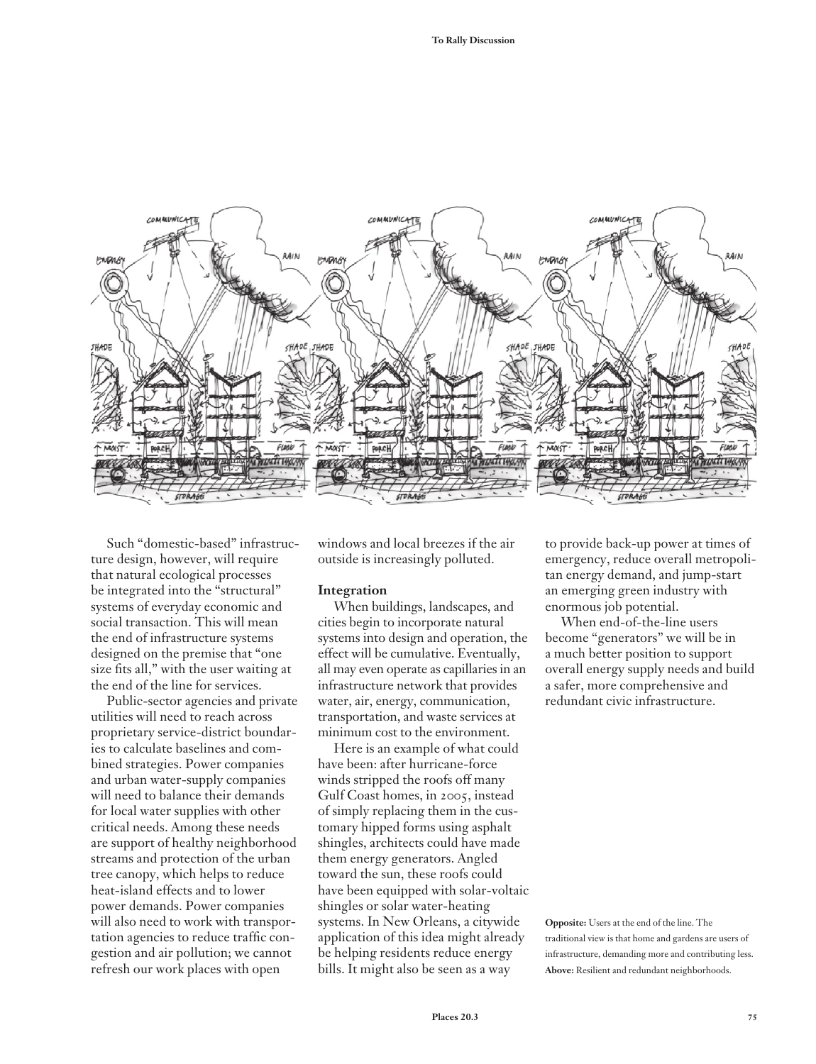Such "domestic-based" infrastructure design, however, will require that natural ecological processes be integrated into the "structural" systems of everyday economic and social transaction. This will mean the end of infrastructure systems designed on the premise that "one size fits all," with the user waiting at the end of the line for services.

Public-sector agencies and private utilities will need to reach across proprietary service-district boundaries to calculate baselines and combined strategies. Power companies and urban water-supply companies will need to balance their demands for local water supplies with other critical needs. Among these needs are support of healthy neighborhood streams and protection of the urban tree canopy, which helps to reduce heat-island effects and to lower power demands. Power companies will also need to work with transportation agencies to reduce traffic congestion and air pollution; we cannot refresh our work places with open windows and local breezes if the air outside is increasingly polluted.

**Integration**

When buildings, landscapes, and cities begin to incorporate natural systems into design and operation, the effect will be cumulative. Eventually, all may even operate as capillaries in an infrastructure network that provides water, air, energy, communication, transportation, and waste services at minimum cost to the environment.

Here is an example of what could have been: after hurricane-force winds stripped the roofs off many Gulf Coast homes, in 2005, instead of simply replacing them in the customary hipped forms using asphalt shingles, architects could have made them energy generators. Angled toward the sun, these roofs could have been equipped with solar-voltaic shingles or solar water-heating systems. In New Orleans, a citywide application of this idea might already be helping residents reduce energy bills. It might also be seen as a way to provide back-up power at times of emergency, reduce overall metropolitan energy demand, and jump-start an emerging green industry with enormous job potential.

When end-of-the-line users become "generators" we will be in a much better position to support overall energy supply needs and build a safer, more comprehensive and redundant civic infrastructure.

**Opposite:** Users at the end of the line. The traditional view is that home and gardens are users of infrastructure, demanding more and contributing less.
**Above:** Resilient and redundant neighborhoods.